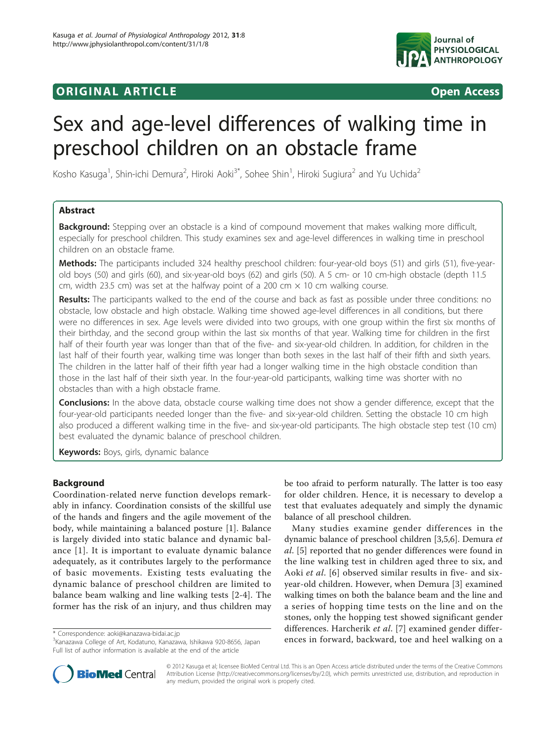**ORIGINAL ARTICLE** **Open Access**

# Sex and age-level differences of walking time in preschool children on an obstacle frame

Kosho Kasuga[1], Shin-ichi Demura[2], Hiroki Aoki[3*], Sohee Shin[1], Hiroki Sugiura[2] and Yu Uchida[2]

## Abstract

**Background:** Stepping over an obstacle is a kind of compound movement that makes walking more difficult, especially for preschool children. This study examines sex and age-level differences in walking time in preschool children on an obstacle frame.

**Methods:** The participants included 324 healthy preschool children: four-year-old boys (51) and girls (51), five-year-old boys (50) and girls (60), and six-year-old boys (62) and girls (50). A 5 cm- or 10 cm-high obstacle (depth 11.5 cm, width 23.5 cm) was set at the halfway point of a 200 cm × 10 cm walking course.

**Results:** The participants walked to the end of the course and back as fast as possible under three conditions: no obstacle, low obstacle and high obstacle. Walking time showed age-level differences in all conditions, but there were no differences in sex. Age levels were divided into two groups, with one group within the first six months of their birthday, and the second group within the last six months of that year. Walking time for children in the first half of their fourth year was longer than that of the five- and six-year-old children. In addition, for children in the last half of their fourth year, walking time was longer than both sexes in the last half of their fifth and sixth years. The children in the latter half of their fifth year had a longer walking time in the high obstacle condition than those in the last half of their sixth year. In the four-year-old participants, walking time was shorter with no obstacles than with a high obstacle frame.

**Conclusions:** In the above data, obstacle course walking time does not show a gender difference, except that the four-year-old participants needed longer than the five- and six-year-old children. Setting the obstacle 10 cm high also produced a different walking time in the five- and six-year-old participants. The high obstacle step test (10 cm) best evaluated the dynamic balance of preschool children.

**Keywords:** Boys, girls, dynamic balance

## Background

Coordination-related nerve function develops remarkably in infancy. Coordination consists of the skillful use of the hands and fingers and the agile movement of the body, while maintaining a balanced posture [1]. Balance is largely divided into static balance and dynamic balance [1]. It is important to evaluate dynamic balance adequately, as it contributes largely to the performance of basic movements. Existing tests evaluating the dynamic balance of preschool children are limited to balance beam walking and line walking tests [2-4]. The former has the risk of an injury, and thus children may be too afraid to perform naturally. The latter is too easy for older children. Hence, it is necessary to develop a test that evaluates adequately and simply the dynamic balance of all preschool children.

Many studies examine gender differences in the dynamic balance of preschool children [3,5,6]. Demura *et al*. [5] reported that no gender differences were found in the line walking test in children aged three to six, and Aoki *et al*. [6] observed similar results in five- and six-year-old children. However, when Demura [3] examined walking times on both the balance beam and the line and a series of hopping time tests on the line and on the stones, only the hopping test showed significant gender differences. Harcherik *et al*. [7] examined gender differences in forward, backward, toe and heel walking on a

\* Correspondence: aoki@kanazawa-bidai.ac.jp
[3]Kanazawa College of Art, Kodatuno, Kanazawa, Ishikawa 920-8656, Japan
Full list of author information is available at the end of the article

© 2012 Kasuga et al; licensee BioMed Central Ltd. This is an Open Access article distributed under the terms of the Creative Commons Attribution License (http://creativecommons.org/licenses/by/2.0), which permits unrestricted use, distribution, and reproduction in any medium, provided the original work is properly cited.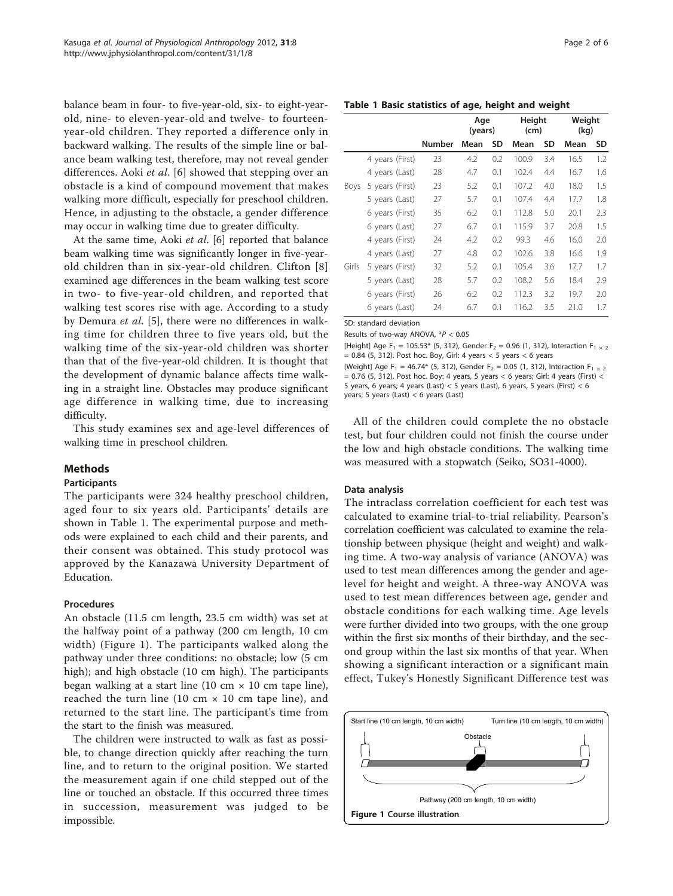balance beam in four- to five-year-old, six- to eight-year-old, nine- to eleven-year-old and twelve- to fourteen-year-old children. They reported a difference only in backward walking. The results of the simple line or balance beam walking test, therefore, may not reveal gender differences. Aoki *et al*. [6] showed that stepping over an obstacle is a kind of compound movement that makes walking more difficult, especially for preschool children. Hence, in adjusting to the obstacle, a gender difference may occur in walking time due to greater difficulty.

At the same time, Aoki *et al*. [6] reported that balance beam walking time was significantly longer in five-year-old children than in six-year-old children. Clifton [8] examined age differences in the beam walking test score in two- to five-year-old children, and reported that walking test scores rise with age. According to a study by Demura *et al*. [5], there were no differences in walking time for children three to five years old, but the walking time of the six-year-old children was shorter than that of the five-year-old children. It is thought that the development of dynamic balance affects time walking in a straight line. Obstacles may produce significant age difference in walking time, due to increasing difficulty.

This study examines sex and age-level differences of walking time in preschool children.

## Methods

### Participants

The participants were 324 healthy preschool children, aged four to six years old. Participants' details are shown in Table 1. The experimental purpose and methods were explained to each child and their parents, and their consent was obtained. This study protocol was approved by the Kanazawa University Department of Education.

### Procedures

An obstacle (11.5 cm length, 23.5 cm width) was set at the halfway point of a pathway (200 cm length, 10 cm width) (Figure 1). The participants walked along the pathway under three conditions: no obstacle; low (5 cm high); and high obstacle (10 cm high). The participants began walking at a start line (10 cm × 10 cm tape line), reached the turn line (10 cm × 10 cm tape line), and returned to the start line. The participant's time from the start to the finish was measured.

The children were instructed to walk as fast as possible, to change direction quickly after reaching the turn line, and to return to the original position. We started the measurement again if one child stepped out of the line or touched an obstacle. If this occurred three times in succession, measurement was judged to be impossible.

**Table 1 Basic statistics of age, height and weight**

| | | | Age (years) | | Height (cm) | | Weight (kg) | |
|---|---|---|---|---|---|---|---|---|
| | | Number | Mean | SD | Mean | SD | Mean | SD |
| Boys | 4 years (First) | 23 | 4.2 | 0.2 | 100.9 | 3.4 | 16.5 | 1.2 |
| | 4 years (Last) | 28 | 4.7 | 0.1 | 102.4 | 4.4 | 16.7 | 1.6 |
| | 5 years (First) | 23 | 5.2 | 0.1 | 107.2 | 4.0 | 18.0 | 1.5 |
| | 5 years (Last) | 27 | 5.7 | 0.1 | 107.4 | 4.4 | 17.7 | 1.8 |
| | 6 years (First) | 35 | 6.2 | 0.1 | 112.8 | 5.0 | 20.1 | 2.3 |
| | 6 years (Last) | 27 | 6.7 | 0.1 | 115.9 | 3.7 | 20.8 | 1.5 |
| Girls | 4 years (First) | 24 | 4.2 | 0.2 | 99.3 | 4.6 | 16.0 | 2.0 |
| | 4 years (Last) | 27 | 4.8 | 0.2 | 102.6 | 3.8 | 16.6 | 1.9 |
| | 5 years (First) | 32 | 5.2 | 0.1 | 105.4 | 3.6 | 17.7 | 1.7 |
| | 5 years (Last) | 28 | 5.7 | 0.2 | 108.2 | 5.6 | 18.4 | 2.9 |
| | 6 years (First) | 26 | 6.2 | 0.2 | 112.3 | 3.2 | 19.7 | 2.0 |
| | 6 years (Last) | 24 | 6.7 | 0.1 | 116.2 | 3.5 | 21.0 | 1.7 |

SD: standard deviation

Results of two-way ANOVA, $*P < 0.05$

[Height] Age $F_1 = 105.53*$ (5, 312), Gender $F_2 = 0.96$ (1, 312), Interaction $F_{1 \times 2} = 0.84$ (5, 312). Post hoc. Boy, Girl: 4 years < 5 years < 6 years

[Weight] Age $F_1 = 46.74*$ (5, 312), Gender $F_2 = 0.05$ (1, 312), Interaction $F_{1 \times 2} = 0.76$ (5, 312). Post hoc. Boy: 4 years, 5 years < 6 years; Girl: 4 years (First) < 5 years, 6 years; 4 years (Last) < 5 years (Last), 6 years, 5 years (First) < 6 years; 5 years (Last) < 6 years (Last)

All of the children could complete the no obstacle test, but four children could not finish the course under the low and high obstacle conditions. The walking time was measured with a stopwatch (Seiko, SO31-4000).

### Data analysis

The intraclass correlation coefficient for each test was calculated to examine trial-to-trial reliability. Pearson's correlation coefficient was calculated to examine the relationship between physique (height and weight) and walking time. A two-way analysis of variance (ANOVA) was used to test mean differences among the gender and age-level for height and weight. A three-way ANOVA was used to test mean differences between age, gender and obstacle conditions for each walking time. Age levels were further divided into two groups, with the one group within the first six months of their birthday, and the second group within the last six months of that year. When showing a significant interaction or a significant main effect, Tukey's Honestly Significant Difference test was

Start line (10 cm length, 10 cm width) Turn line (10 cm length, 10 cm width)

Obstacle

Pathway (200 cm length, 10 cm width)

**Figure 1** Course illustration.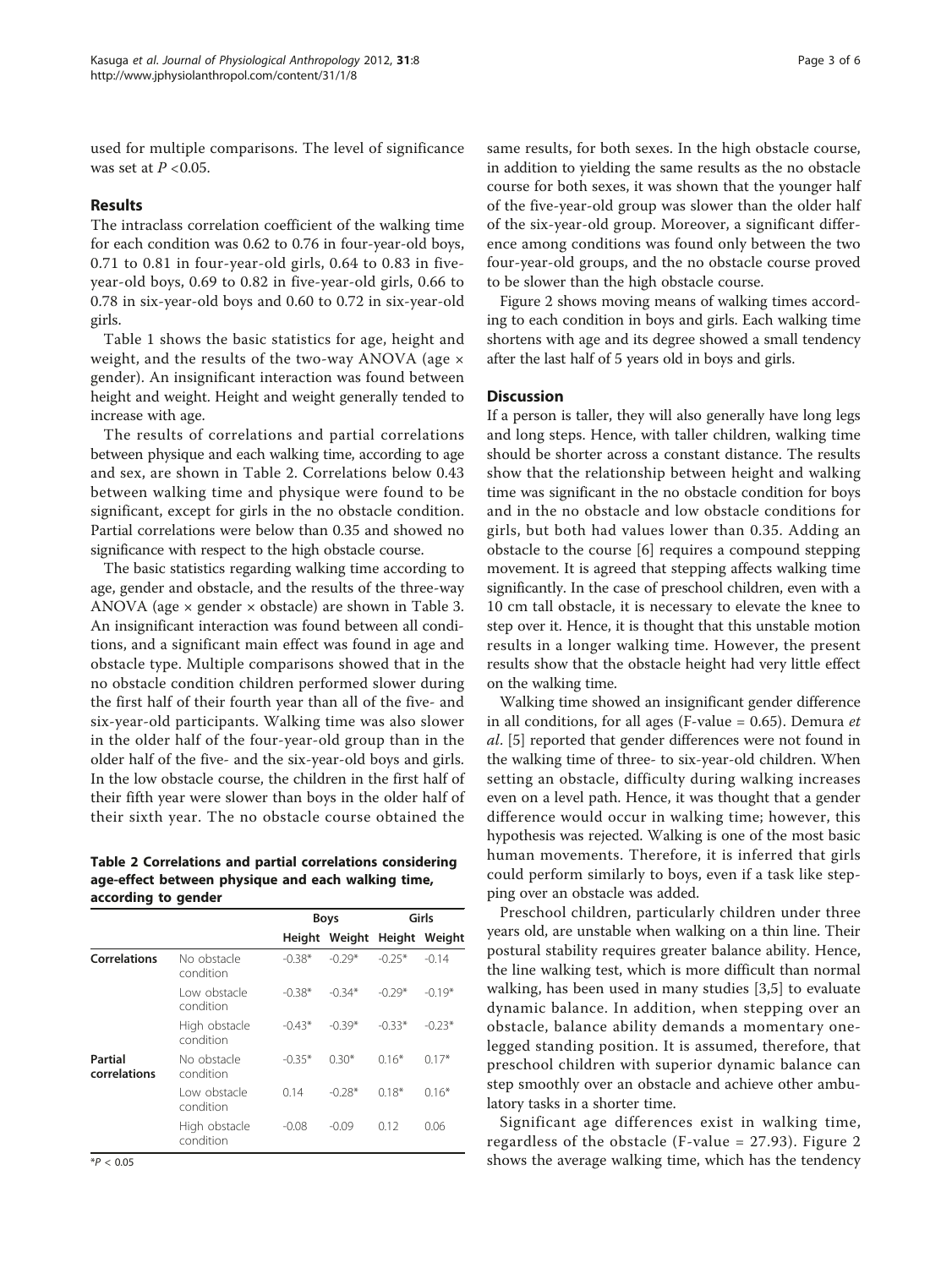used for multiple comparisons. The level of significance was set at $P < 0.05$.

## Results

The intraclass correlation coefficient of the walking time for each condition was 0.62 to 0.76 in four-year-old boys, 0.71 to 0.81 in four-year-old girls, 0.64 to 0.83 in five-year-old boys, 0.69 to 0.82 in five-year-old girls, 0.66 to 0.78 in six-year-old boys and 0.60 to 0.72 in six-year-old girls.

Table 1 shows the basic statistics for age, height and weight, and the results of the two-way ANOVA (age × gender). An insignificant interaction was found between height and weight. Height and weight generally tended to increase with age.

The results of correlations and partial correlations between physique and each walking time, according to age and sex, are shown in Table 2. Correlations below 0.43 between walking time and physique were found to be significant, except for girls in the no obstacle condition. Partial correlations were below than 0.35 and showed no significance with respect to the high obstacle course.

The basic statistics regarding walking time according to age, gender and obstacle, and the results of the three-way ANOVA (age × gender × obstacle) are shown in Table 3. An insignificant interaction was found between all conditions, and a significant main effect was found in age and obstacle type. Multiple comparisons showed that in the no obstacle condition children performed slower during the first half of their fourth year than all of the five- and six-year-old participants. Walking time was also slower in the older half of the four-year-old group than in the older half of the five- and the six-year-old boys and girls. In the low obstacle course, the children in the first half of their fifth year were slower than boys in the older half of their sixth year. The no obstacle course obtained the same results, for both sexes. In the high obstacle course, in addition to yielding the same results as the no obstacle course for both sexes, it was shown that the younger half of the five-year-old group was slower than the older half of the six-year-old group. Moreover, a significant difference among conditions was found only between the two four-year-old groups, and the no obstacle course proved to be slower than the high obstacle course.

Figure 2 shows moving means of walking times according to each condition in boys and girls. Each walking time shortens with age and its degree showed a small tendency after the last half of 5 years old in boys and girls.

**Table 2 Correlations and partial correlations considering age-effect between physique and each walking time, according to gender**

| | | Boys | | Girls | |
|---|---|---|---|---|---|
| | | Height | Weight | Height | Weight |
| **Correlations** | No obstacle condition | -0.38* | -0.29* | -0.25* | -0.14 |
| | Low obstacle condition | -0.38* | -0.34* | -0.29* | -0.19* |
| | High obstacle condition | -0.43* | -0.39* | -0.33* | -0.23* |
| **Partial correlations** | No obstacle condition | -0.35* | 0.30* | 0.16* | 0.17* |
| | Low obstacle condition | 0.14 | -0.28* | 0.18* | 0.16* |
| | High obstacle condition | -0.08 | -0.09 | 0.12 | 0.06 |

*$P < 0.05$

## Discussion

If a person is taller, they will also generally have long legs and long steps. Hence, with taller children, walking time should be shorter across a constant distance. The results show that the relationship between height and walking time was significant in the no obstacle condition for boys and in the no obstacle and low obstacle conditions for girls, but both had values lower than 0.35. Adding an obstacle to the course [6] requires a compound stepping movement. It is agreed that stepping affects walking time significantly. In the case of preschool children, even with a 10 cm tall obstacle, it is necessary to elevate the knee to step over it. Hence, it is thought that this unstable motion results in a longer walking time. However, the present results show that the obstacle height had very little effect on the walking time.

Walking time showed an insignificant gender difference in all conditions, for all ages (F-value = 0.65). Demura *et al*. [5] reported that gender differences were not found in the walking time of three- to six-year-old children. When setting an obstacle, difficulty during walking increases even on a level path. Hence, it was thought that a gender difference would occur in walking time; however, this hypothesis was rejected. Walking is one of the most basic human movements. Therefore, it is inferred that girls could perform similarly to boys, even if a task like stepping over an obstacle was added.

Preschool children, particularly children under three years old, are unstable when walking on a thin line. Their postural stability requires greater balance ability. Hence, the line walking test, which is more difficult than normal walking, has been used in many studies [3,5] to evaluate dynamic balance. In addition, when stepping over an obstacle, balance ability demands a momentary one-legged standing position. It is assumed, therefore, that preschool children with superior dynamic balance can step smoothly over an obstacle and achieve other ambulatory tasks in a shorter time.

Significant age differences exist in walking time, regardless of the obstacle (F-value = 27.93). Figure 2 shows the average walking time, which has the tendency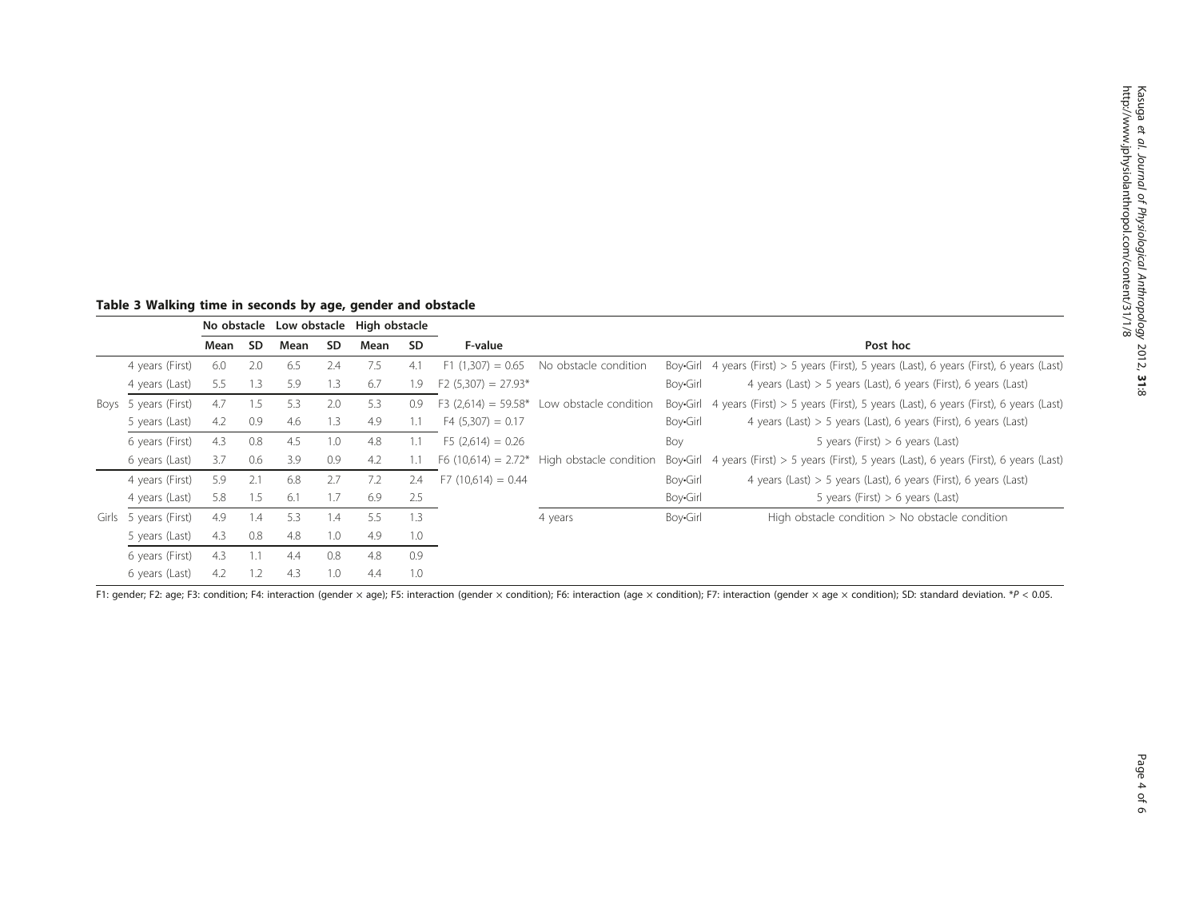**Table 3 Walking time in seconds by age, gender and obstacle**

| | | No obstacle | | Low obstacle | | High obstacle | | | | | |
|---|---|---|---|---|---|---|---|---|---|---|---|
| | | Mean | SD | Mean | SD | Mean | SD | F-value | | | Post hoc |
| Boys | 4 years (First) | 6.0 | 2.0 | 6.5 | 2.4 | 7.5 | 4.1 | F1 (1,307) = 0.65 | No obstacle condition | Boy•Girl | 4 years (First) > 5 years (First), 5 years (Last), 6 years (First), 6 years (Last) |
| | 4 years (Last) | 5.5 | 1.3 | 5.9 | 1.3 | 6.7 | 1.9 | F2 (5,307) = 27.93* | | Boy•Girl | 4 years (Last) > 5 years (Last), 6 years (First), 6 years (Last) |
| | 5 years (First) | 4.7 | 1.5 | 5.3 | 2.0 | 5.3 | 0.9 | F3 (2,614) = 59.58* | Low obstacle condition | Boy•Girl | 4 years (First) > 5 years (First), 5 years (Last), 6 years (First), 6 years (Last) |
| | 5 years (Last) | 4.2 | 0.9 | 4.6 | 1.3 | 4.9 | 1.1 | F4 (5,307) = 0.17 | | Boy•Girl | 4 years (Last) > 5 years (Last), 6 years (First), 6 years (Last) |
| | 6 years (First) | 4.3 | 0.8 | 4.5 | 1.0 | 4.8 | 1.1 | F5 (2,614) = 0.26 | | Boy | 5 years (First) > 6 years (Last) |
| | 6 years (Last) | 3.7 | 0.6 | 3.9 | 0.9 | 4.2 | 1.1 | F6 (10,614) = 2.72* | High obstacle condition | Boy•Girl | 4 years (First) > 5 years (First), 5 years (Last), 6 years (First), 6 years (Last) |
| Girls | 4 years (First) | 5.9 | 2.1 | 6.8 | 2.7 | 7.2 | 2.4 | F7 (10,614) = 0.44 | | Boy•Girl | 4 years (Last) > 5 years (Last), 6 years (First), 6 years (Last) |
| | 4 years (Last) | 5.8 | 1.5 | 6.1 | 1.7 | 6.9 | 2.5 | | | Boy•Girl | 5 years (First) > 6 years (Last) |
| | 5 years (First) | 4.9 | 1.4 | 5.3 | 1.4 | 5.5 | 1.3 | | 4 years | Boy•Girl | High obstacle condition > No obstacle condition |
| | 5 years (Last) | 4.3 | 0.8 | 4.8 | 1.0 | 4.9 | 1.0 | | | | |
| | 6 years (First) | 4.3 | 1.1 | 4.4 | 0.8 | 4.8 | 0.9 | | | | |
| | 6 years (Last) | 4.2 | 1.2 | 4.3 | 1.0 | 4.4 | 1.0 | | | | |

F1: gender; F2: age; F3: condition; F4: interaction (gender × age); F5: interaction (gender × condition); F6: interaction (age × condition); F7: interaction (gender × age × condition); SD: standard deviation. *$P < 0.05$.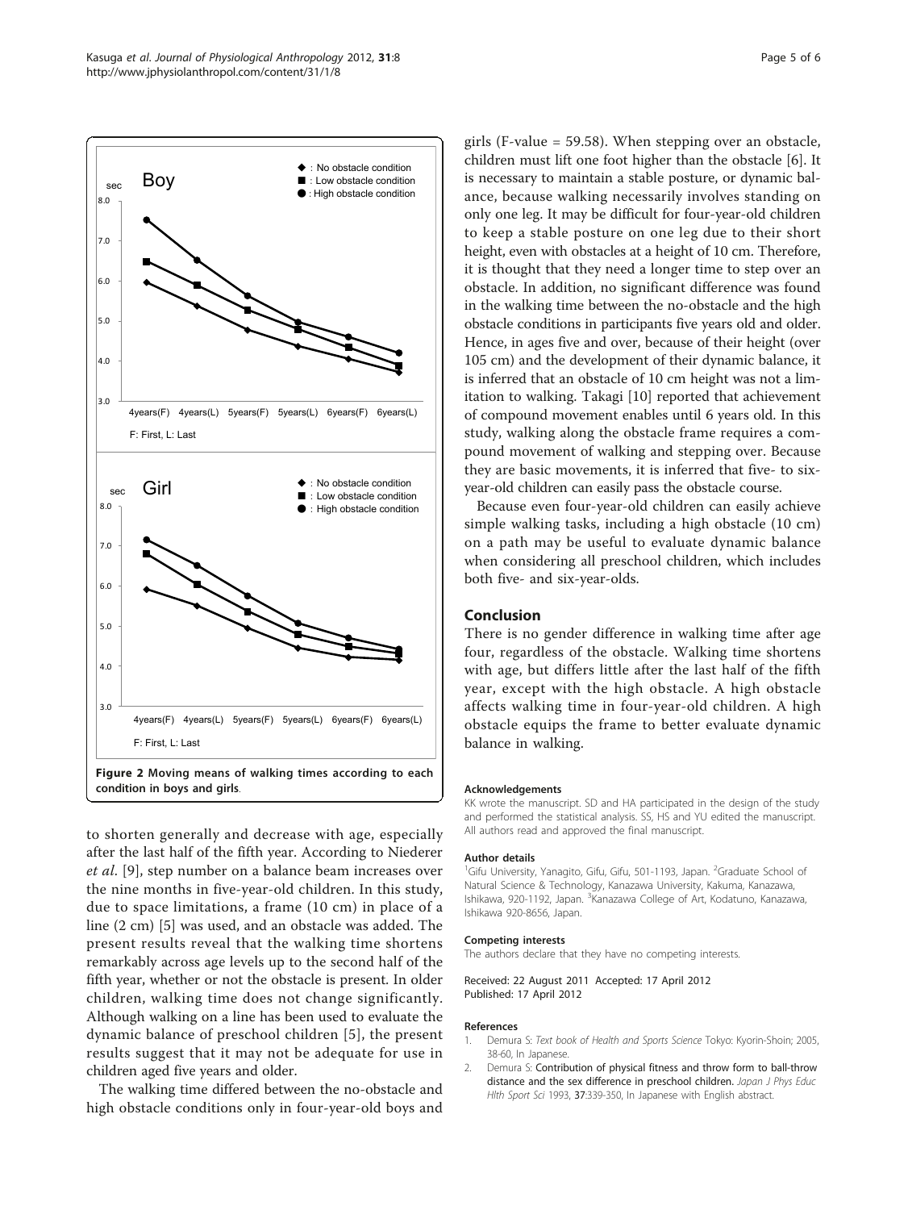Figure 2 Moving means of walking times according to each condition in boys and girls.

to shorten generally and decrease with age, especially after the last half of the fifth year. According to Niederer *et al*. [9], step number on a balance beam increases over the nine months in five-year-old children. In this study, due to space limitations, a frame (10 cm) in place of a line (2 cm) [5] was used, and an obstacle was added. The present results reveal that the walking time shortens remarkably across age levels up to the second half of the fifth year, whether or not the obstacle is present. In older children, walking time does not change significantly. Although walking on a line has been used to evaluate the dynamic balance of preschool children [5], the present results suggest that it may not be adequate for use in children aged five years and older.

The walking time differed between the no-obstacle and high obstacle conditions only in four-year-old boys and girls (F-value = 59.58). When stepping over an obstacle, children must lift one foot higher than the obstacle [6]. It is necessary to maintain a stable posture, or dynamic balance, because walking necessarily involves standing on only one leg. It may be difficult for four-year-old children to keep a stable posture on one leg due to their short height, even with obstacles at a height of 10 cm. Therefore, it is thought that they need a longer time to step over an obstacle. In addition, no significant difference was found in the walking time between the no-obstacle and the high obstacle conditions in participants five years old and older. Hence, in ages five and over, because of their height (over 105 cm) and the development of their dynamic balance, it is inferred that an obstacle of 10 cm height was not a limitation to walking. Takagi [10] reported that achievement of compound movement enables until 6 years old. In this study, walking along the obstacle frame requires a compound movement of walking and stepping over. Because they are basic movements, it is inferred that five- to six-year-old children can easily pass the obstacle course.

Because even four-year-old children can easily achieve simple walking tasks, including a high obstacle (10 cm) on a path may be useful to evaluate dynamic balance when considering all preschool children, which includes both five- and six-year-olds.

## Conclusion

There is no gender difference in walking time after age four, regardless of the obstacle. Walking time shortens with age, but differs little after the last half of the fifth year, except with the high obstacle. A high obstacle affects walking time in four-year-old children. A high obstacle equips the frame to better evaluate dynamic balance in walking.

#### Acknowledgements

KK wrote the manuscript. SD and HA participated in the design of the study and performed the statistical analysis. SS, HS and YU edited the manuscript. All authors read and approved the final manuscript.

#### Author details

[1]Gifu University, Yanagito, Gifu, Gifu, 501-1193, Japan. [2]Graduate School of Natural Science & Technology, Kanazawa University, Kakuma, Kanazawa, Ishikawa, 920-1192, Japan. [3]Kanazawa College of Art, Kodatuno, Kanazawa, Ishikawa 920-8656, Japan.

#### Competing interests

The authors declare that they have no competing interests.

Received: 22 August 2011 Accepted: 17 April 2012
Published: 17 April 2012

#### References

1. Demura S: *Text book of Health and Sports Science* Tokyo: Kyorin-Shoin; 2005, 38-60, In Japanese.
2. Demura S: **Contribution of physical fitness and throw form to ball-throw distance and the sex difference in preschool children.** *Japan J Phys Educ Hlth Sport Sci* 1993, **37**:339-350, In Japanese with English abstract.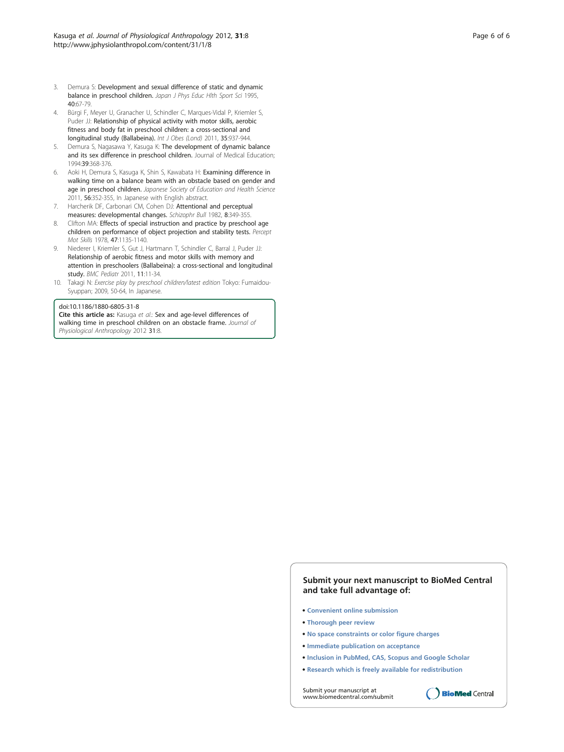3. Demura S: **Development and sexual difference of static and dynamic balance in preschool children.** *Japan J Phys Educ Hlth Sport Sci* 1995, **40**:67-79.
4. Bürgi F, Meyer U, Granacher U, Schindler C, Marques-Vidal P, Kriemler S, Puder JJ: **Relationship of physical activity with motor skills, aerobic fitness and body fat in preschool children: a cross-sectional and longitudinal study (Ballabeina).** *Int J Obes (Lond)* 2011, **35**:937-944.
5. Demura S, Nagasawa Y, Kasuga K: **The development of dynamic balance and its sex difference in preschool children.** Journal of Medical Education; 1994:**39**:368-376.
6. Aoki H, Demura S, Kasuga K, Shin S, Kawabata H: **Examining difference in walking time on a balance beam with an obstacle based on gender and age in preschool children.** *Japanese Society of Education and Health Science* 2011, **56**:352-355, In Japanese with English abstract.
7. Harcherik DF, Carbonari CM, Cohen DJ: **Attentional and perceptual measures: developmental changes.** *Schizophr Bull* 1982, **8**:349-355.
8. Clifton MA: **Effects of special instruction and practice by preschool age children on performance of object projection and stability tests.** *Percept Mot Skills* 1978, **47**:1135-1140.
9. Niederer I, Kriemler S, Gut J, Hartmann T, Schindler C, Barral J, Puder JJ: **Relationship of aerobic fitness and motor skills with memory and attention in preschoolers (Ballabeina): a cross-sectional and longitudinal study.** *BMC Pediatr* 2011, **11**:11-34.
10. Takagi N: *Exercise play by preschool children/latest edition* Tokyo: Fumaidou-Syuppan; 2009, 50-64, In Japanese.

doi:10.1186/1880-6805-31-8
**Cite this article as:** Kasuga *et al.*: Sex and age-level differences of walking time in preschool children on an obstacle frame. *Journal of Physiological Anthropology* 2012 **31**:8.

**Submit your next manuscript to BioMed Central and take full advantage of:**

- **Convenient online submission**
- **Thorough peer review**
- **No space constraints or color figure charges**
- **Immediate publication on acceptance**
- **Inclusion in PubMed, CAS, Scopus and Google Scholar**
- **Research which is freely available for redistribution**

Submit your manuscript at
www.biomedcentral.com/submit

BioMed Central